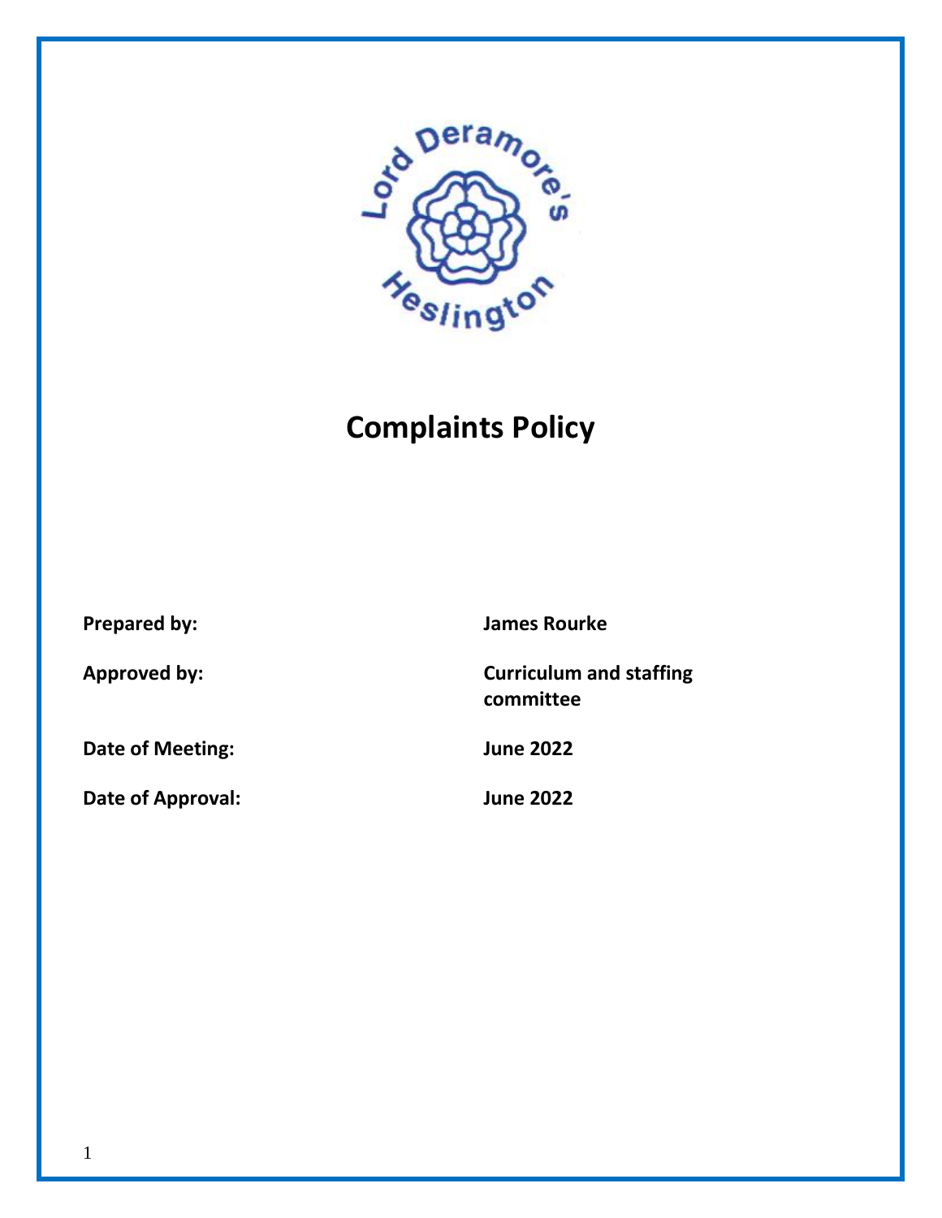# Complaints Policy

| | |
|---|---|
| **Prepared by:** | **James Rourke** |
| **Approved by:** | **Curriculum and staffing committee** |
| **Date of Meeting:** | **June 2022** |
| **Date of Approval:** | **June 2022** |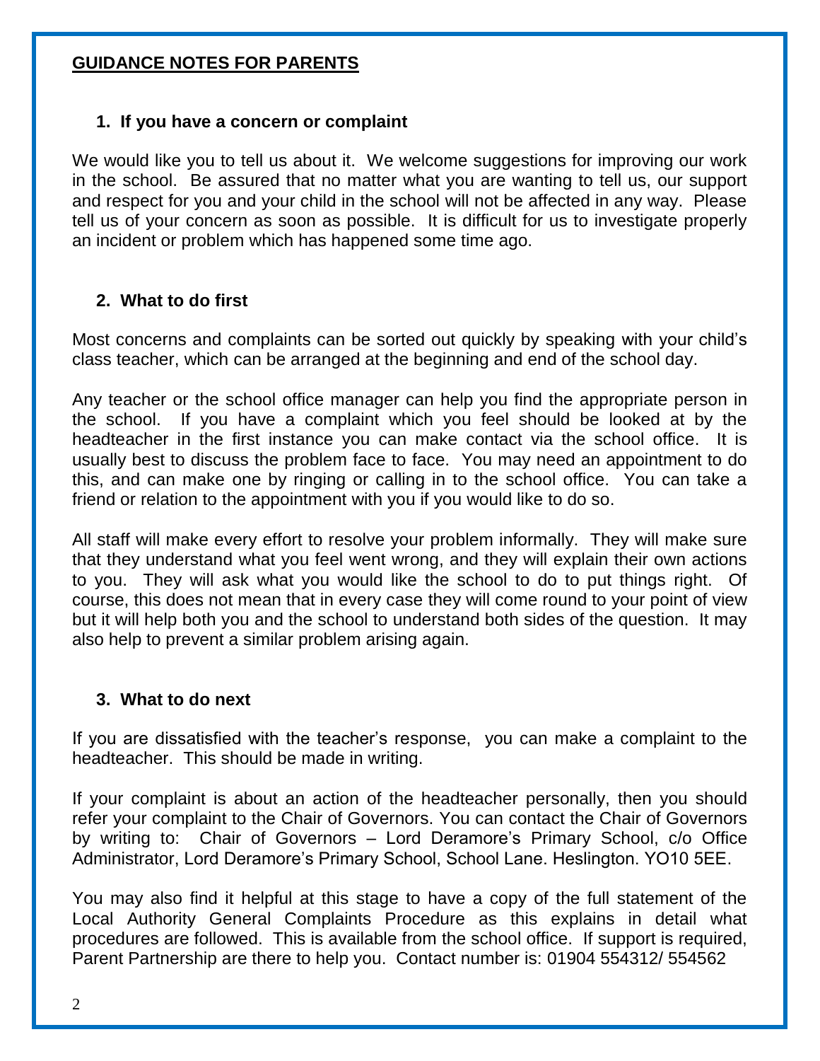## GUIDANCE NOTES FOR PARENTS

### 1. If you have a concern or complaint

We would like you to tell us about it. We welcome suggestions for improving our work in the school. Be assured that no matter what you are wanting to tell us, our support and respect for you and your child in the school will not be affected in any way. Please tell us of your concern as soon as possible. It is difficult for us to investigate properly an incident or problem which has happened some time ago.

### 2. What to do first

Most concerns and complaints can be sorted out quickly by speaking with your child's class teacher, which can be arranged at the beginning and end of the school day.

Any teacher or the school office manager can help you find the appropriate person in the school. If you have a complaint which you feel should be looked at by the headteacher in the first instance you can make contact via the school office. It is usually best to discuss the problem face to face. You may need an appointment to do this, and can make one by ringing or calling in to the school office. You can take a friend or relation to the appointment with you if you would like to do so.

All staff will make every effort to resolve your problem informally. They will make sure that they understand what you feel went wrong, and they will explain their own actions to you. They will ask what you would like the school to do to put things right. Of course, this does not mean that in every case they will come round to your point of view but it will help both you and the school to understand both sides of the question. It may also help to prevent a similar problem arising again.

### 3. What to do next

If you are dissatisfied with the teacher's response, you can make a complaint to the headteacher. This should be made in writing.

If your complaint is about an action of the headteacher personally, then you should refer your complaint to the Chair of Governors. You can contact the Chair of Governors by writing to: Chair of Governors – Lord Deramore's Primary School, c/o Office Administrator, Lord Deramore's Primary School, School Lane. Heslington. YO10 5EE.

You may also find it helpful at this stage to have a copy of the full statement of the Local Authority General Complaints Procedure as this explains in detail what procedures are followed. This is available from the school office. If support is required, Parent Partnership are there to help you. Contact number is: 01904 554312/ 554562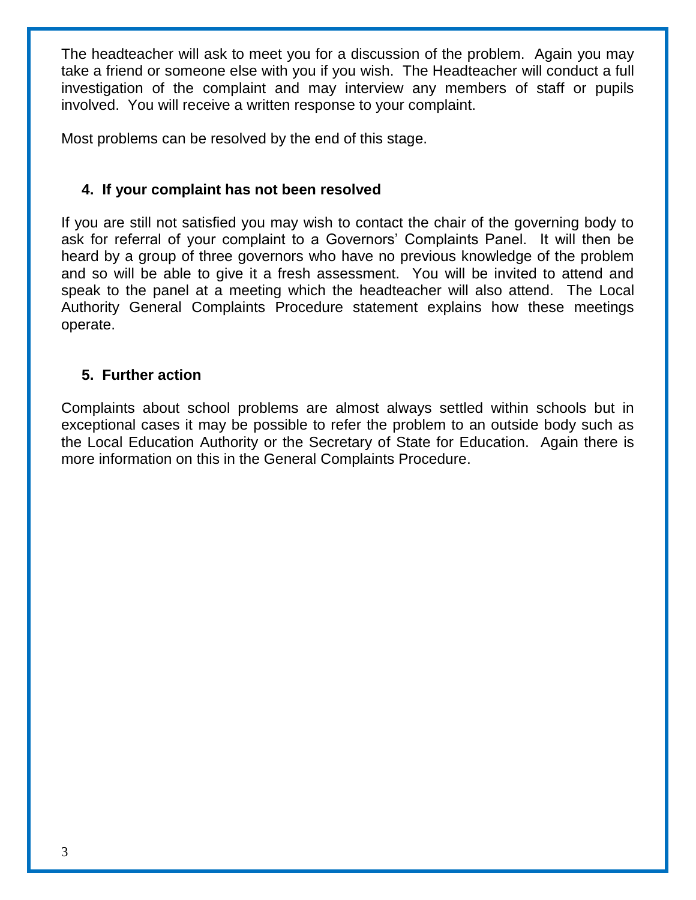The headteacher will ask to meet you for a discussion of the problem. Again you may take a friend or someone else with you if you wish. The Headteacher will conduct a full investigation of the complaint and may interview any members of staff or pupils involved. You will receive a written response to your complaint.

Most problems can be resolved by the end of this stage.

## 4. If your complaint has not been resolved

If you are still not satisfied you may wish to contact the chair of the governing body to ask for referral of your complaint to a Governors' Complaints Panel. It will then be heard by a group of three governors who have no previous knowledge of the problem and so will be able to give it a fresh assessment. You will be invited to attend and speak to the panel at a meeting which the headteacher will also attend. The Local Authority General Complaints Procedure statement explains how these meetings operate.

## 5. Further action

Complaints about school problems are almost always settled within schools but in exceptional cases it may be possible to refer the problem to an outside body such as the Local Education Authority or the Secretary of State for Education. Again there is more information on this in the General Complaints Procedure.